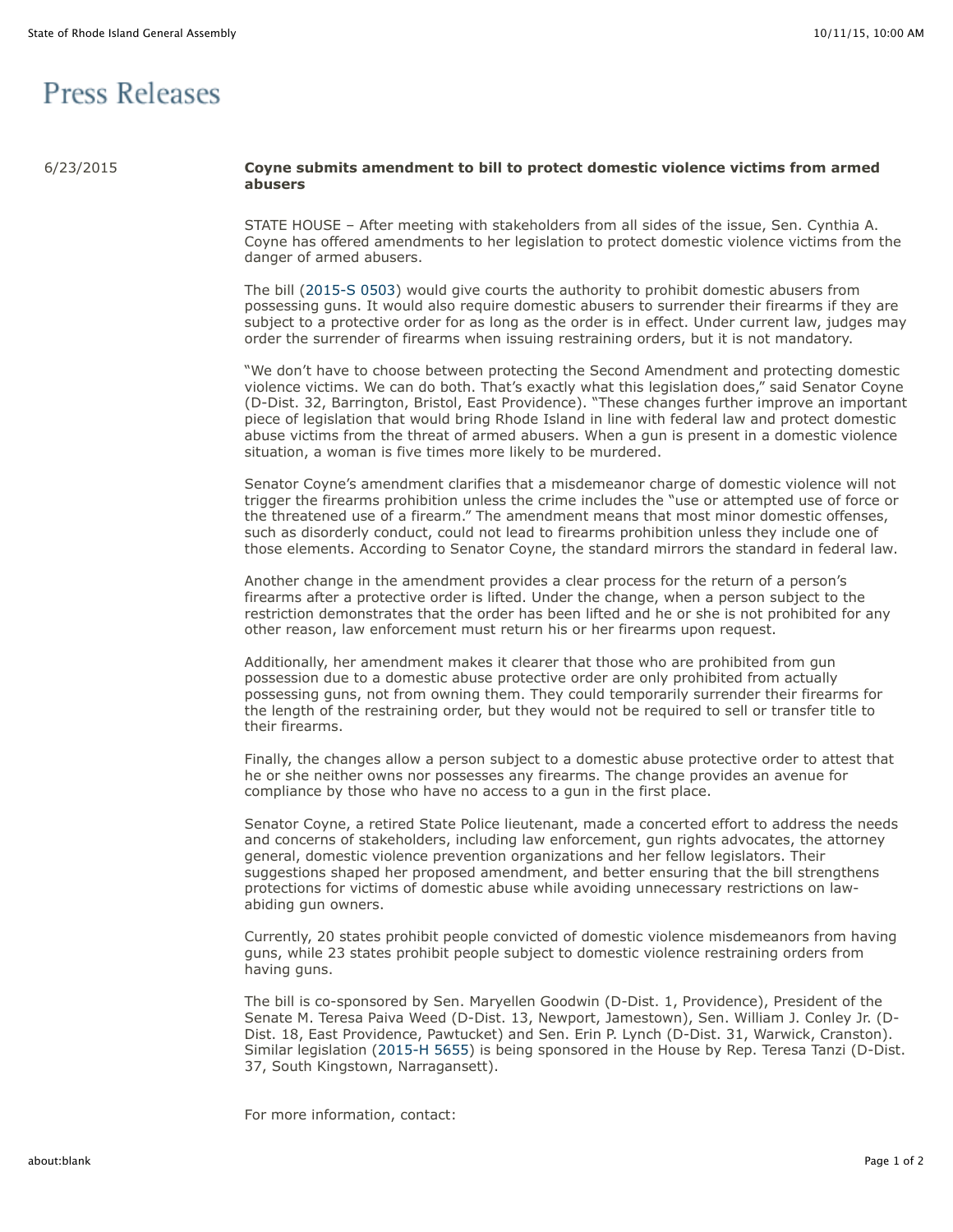# Press Releases

6/23/2015

**Coyne submits amendment to bill to protect domestic violence victims from armed abusers**

STATE HOUSE – After meeting with stakeholders from all sides of the issue, Sen. Cynthia A. Coyne has offered amendments to her legislation to protect domestic violence victims from the danger of armed abusers.

The bill (2015-S 0503) would give courts the authority to prohibit domestic abusers from possessing guns. It would also require domestic abusers to surrender their firearms if they are subject to a protective order for as long as the order is in effect. Under current law, judges may order the surrender of firearms when issuing restraining orders, but it is not mandatory.

"We don't have to choose between protecting the Second Amendment and protecting domestic violence victims. We can do both. That's exactly what this legislation does," said Senator Coyne (D-Dist. 32, Barrington, Bristol, East Providence). "These changes further improve an important piece of legislation that would bring Rhode Island in line with federal law and protect domestic abuse victims from the threat of armed abusers. When a gun is present in a domestic violence situation, a woman is five times more likely to be murdered.

Senator Coyne's amendment clarifies that a misdemeanor charge of domestic violence will not trigger the firearms prohibition unless the crime includes the "use or attempted use of force or the threatened use of a firearm." The amendment means that most minor domestic offenses, such as disorderly conduct, could not lead to firearms prohibition unless they include one of those elements. According to Senator Coyne, the standard mirrors the standard in federal law.

Another change in the amendment provides a clear process for the return of a person's firearms after a protective order is lifted. Under the change, when a person subject to the restriction demonstrates that the order has been lifted and he or she is not prohibited for any other reason, law enforcement must return his or her firearms upon request.

Additionally, her amendment makes it clearer that those who are prohibited from gun possession due to a domestic abuse protective order are only prohibited from actually possessing guns, not from owning them. They could temporarily surrender their firearms for the length of the restraining order, but they would not be required to sell or transfer title to their firearms.

Finally, the changes allow a person subject to a domestic abuse protective order to attest that he or she neither owns nor possesses any firearms. The change provides an avenue for compliance by those who have no access to a gun in the first place.

Senator Coyne, a retired State Police lieutenant, made a concerted effort to address the needs and concerns of stakeholders, including law enforcement, gun rights advocates, the attorney general, domestic violence prevention organizations and her fellow legislators. Their suggestions shaped her proposed amendment, and better ensuring that the bill strengthens protections for victims of domestic abuse while avoiding unnecessary restrictions on law-abiding gun owners.

Currently, 20 states prohibit people convicted of domestic violence misdemeanors from having guns, while 23 states prohibit people subject to domestic violence restraining orders from having guns.

The bill is co-sponsored by Sen. Maryellen Goodwin (D-Dist. 1, Providence), President of the Senate M. Teresa Paiva Weed (D-Dist. 13, Newport, Jamestown), Sen. William J. Conley Jr. (D-Dist. 18, East Providence, Pawtucket) and Sen. Erin P. Lynch (D-Dist. 31, Warwick, Cranston). Similar legislation (2015-H 5655) is being sponsored in the House by Rep. Teresa Tanzi (D-Dist. 37, South Kingstown, Narragansett).

For more information, contact: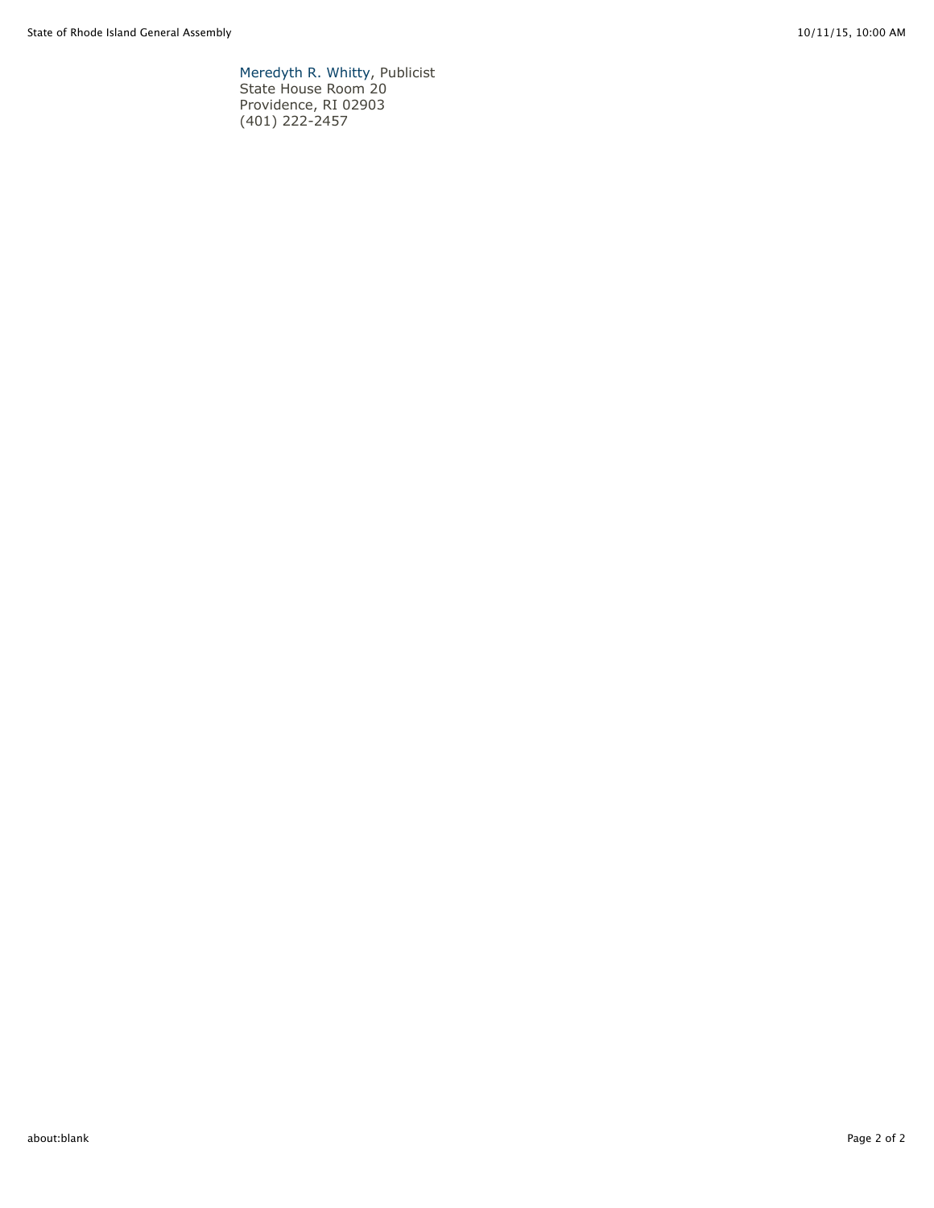Meredyth R. Whitty, Publicist
State House Room 20
Providence, RI 02903
(401) 222-2457